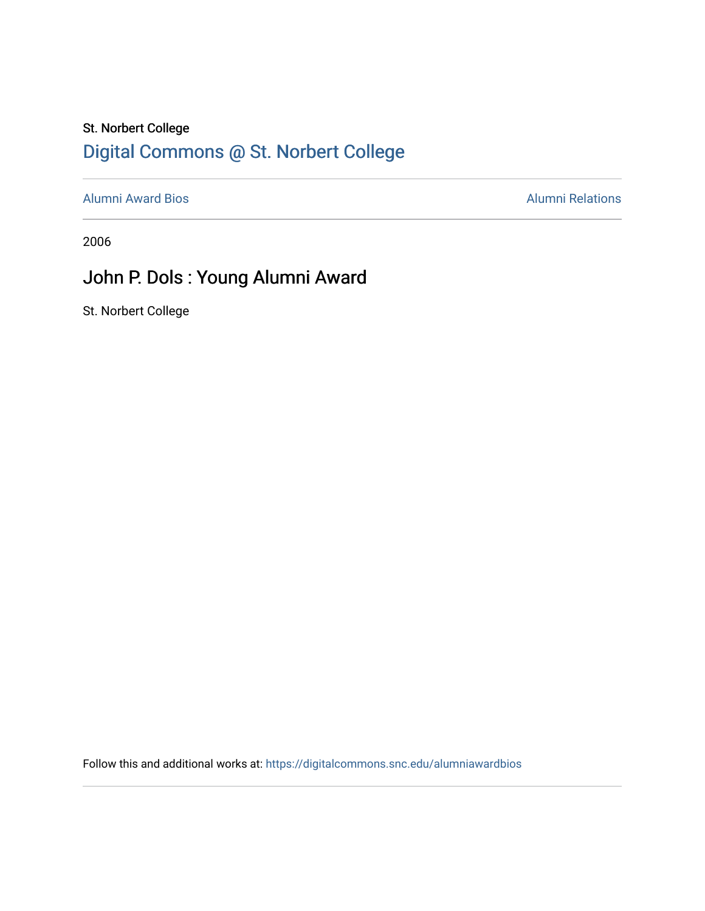St. Norbert College

# Digital Commons @ St. Norbert College

Alumni Award Bios | Alumni Relations

2006

## John P. Dols : Young Alumni Award

St. Norbert College

Follow this and additional works at: https://digitalcommons.snc.edu/alumniawardbios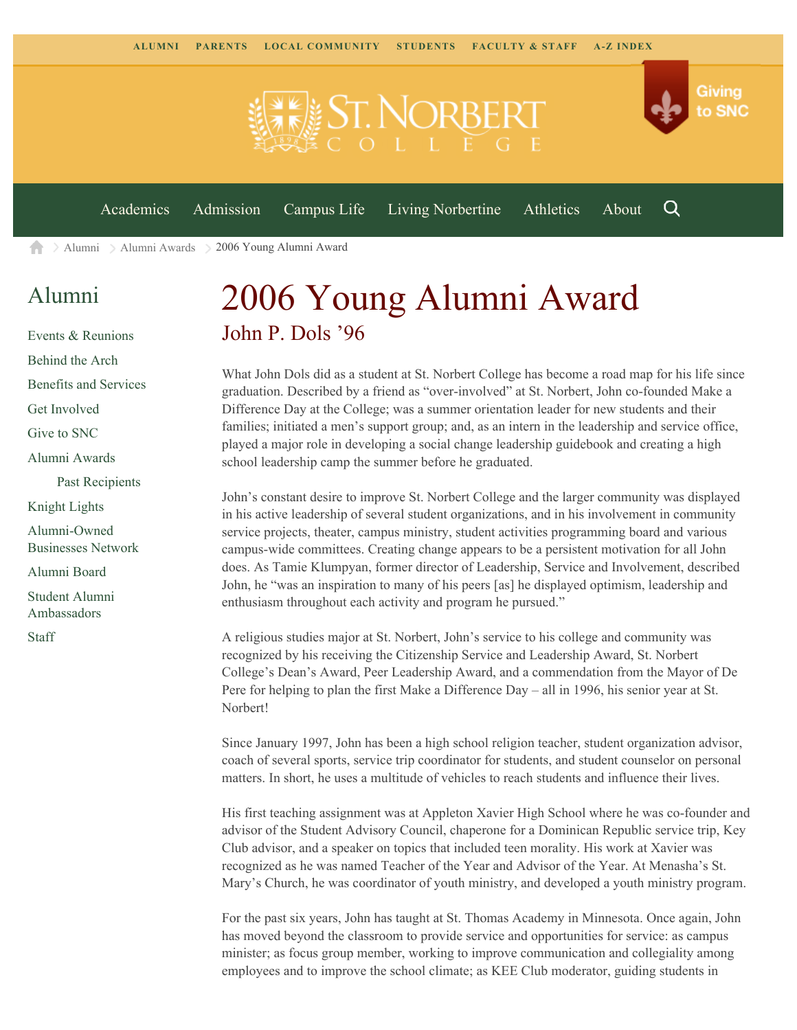ALUMNI PARENTS LOCAL COMMUNITY STUDENTS FACULTY & STAFF A-Z INDEX

Giving to SNC

Academics Admission Campus Life Living Norbertine Athletics About

Alumni > Alumni Awards > 2006 Young Alumni Award

## Alumni

- Events & Reunions
- Behind the Arch
- Benefits and Services
- Get Involved
- Give to SNC
- Alumni Awards
  - Past Recipients
- Knight Lights
- Alumni-Owned Businesses Network
- Alumni Board
- Student Alumni Ambassadors
- Staff

# 2006 Young Alumni Award

## John P. Dols '96

What John Dols did as a student at St. Norbert College has become a road map for his life since graduation. Described by a friend as "over-involved" at St. Norbert, John co-founded Make a Difference Day at the College; was a summer orientation leader for new students and their families; initiated a men's support group; and, as an intern in the leadership and service office, played a major role in developing a social change leadership guidebook and creating a high school leadership camp the summer before he graduated.

John's constant desire to improve St. Norbert College and the larger community was displayed in his active leadership of several student organizations, and in his involvement in community service projects, theater, campus ministry, student activities programming board and various campus-wide committees. Creating change appears to be a persistent motivation for all John does. As Tamie Klumpyan, former director of Leadership, Service and Involvement, described John, he "was an inspiration to many of his peers [as] he displayed optimism, leadership and enthusiasm throughout each activity and program he pursued."

A religious studies major at St. Norbert, John's service to his college and community was recognized by his receiving the Citizenship Service and Leadership Award, St. Norbert College's Dean's Award, Peer Leadership Award, and a commendation from the Mayor of De Pere for helping to plan the first Make a Difference Day – all in 1996, his senior year at St. Norbert!

Since January 1997, John has been a high school religion teacher, student organization advisor, coach of several sports, service trip coordinator for students, and student counselor on personal matters. In short, he uses a multitude of vehicles to reach students and influence their lives.

His first teaching assignment was at Appleton Xavier High School where he was co-founder and advisor of the Student Advisory Council, chaperone for a Dominican Republic service trip, Key Club advisor, and a speaker on topics that included teen morality. His work at Xavier was recognized as he was named Teacher of the Year and Advisor of the Year. At Menasha's St. Mary's Church, he was coordinator of youth ministry, and developed a youth ministry program.

For the past six years, John has taught at St. Thomas Academy in Minnesota. Once again, John has moved beyond the classroom to provide service and opportunities for service: as campus minister; as focus group member, working to improve communication and collegiality among employees and to improve the school climate; as KEE Club moderator, guiding students in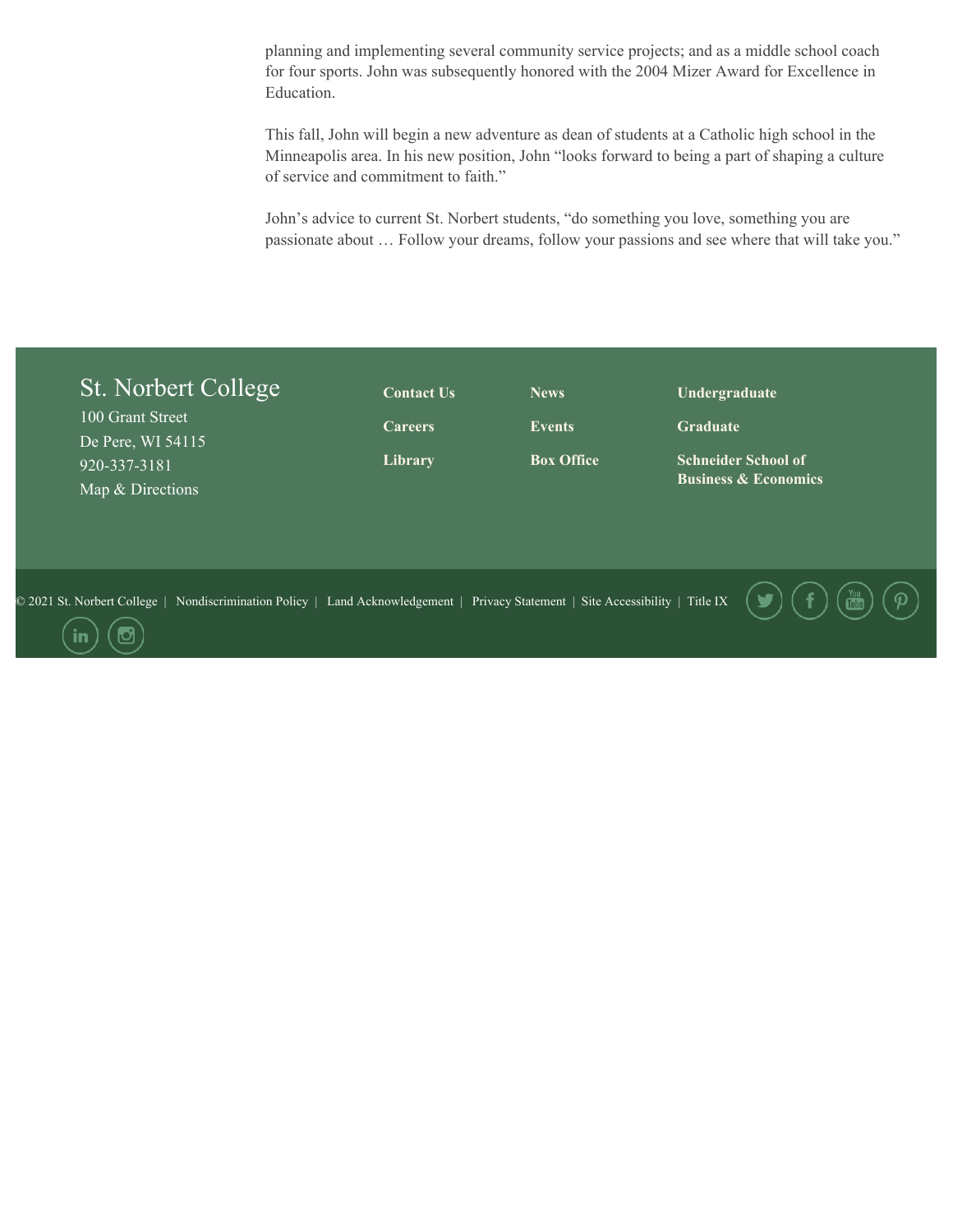planning and implementing several community service projects; and as a middle school coach for four sports. John was subsequently honored with the 2004 Mizer Award for Excellence in Education.

This fall, John will begin a new adventure as dean of students at a Catholic high school in the Minneapolis area. In his new position, John "looks forward to being a part of shaping a culture of service and commitment to faith."

John's advice to current St. Norbert students, "do something you love, something you are passionate about … Follow your dreams, follow your passions and see where that will take you."

St. Norbert College
100 Grant Street
De Pere, WI 54115
920-337-3181
Map & Directions

**Contact Us**
**Careers**
**Library**

**News**
**Events**
**Box Office**

**Undergraduate**
**Graduate**
**Schneider School of Business & Economics**

© 2021 St. Norbert College | Nondiscrimination Policy | Land Acknowledgement | Privacy Statement | Site Accessibility | Title IX